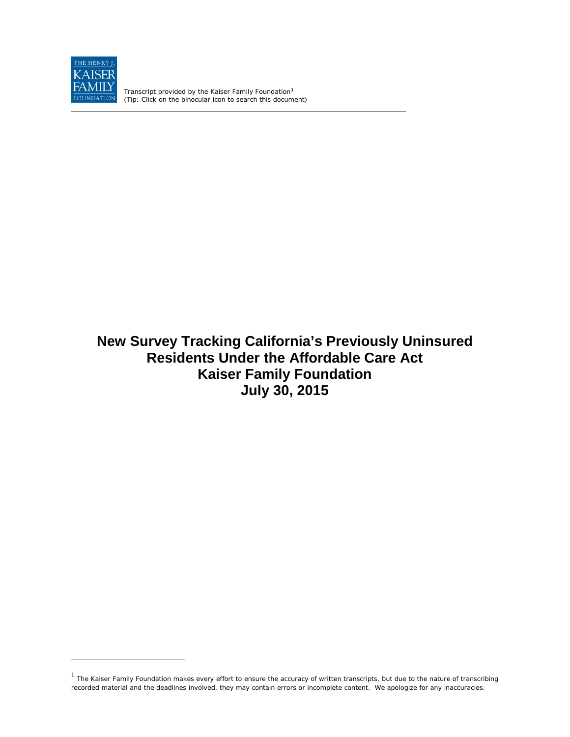THE HENRY J. KAISER FAMILY FOUNDATION

Transcript provided by the Kaiser Family Foundation[1]
*(Tip: Click on the binocular icon to search this document)*

# New Survey Tracking California's Previously Uninsured Residents Under the Affordable Care Act
# Kaiser Family Foundation
# July 30, 2015

[1] The Kaiser Family Foundation makes every effort to ensure the accuracy of written transcripts, but due to the nature of transcribing recorded material and the deadlines involved, they may contain errors or incomplete content. We apologize for any inaccuracies.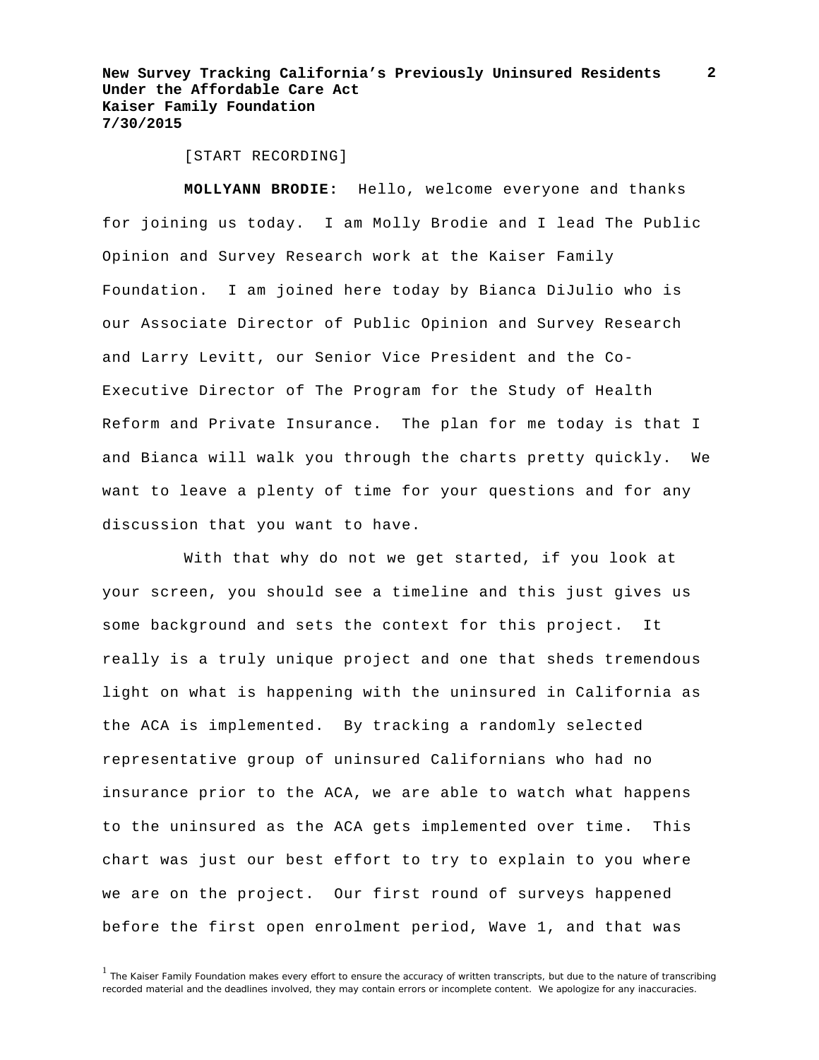[START RECORDING]

**MOLLYANN BRODIE:** Hello, welcome everyone and thanks for joining us today. I am Molly Brodie and I lead The Public Opinion and Survey Research work at the Kaiser Family Foundation. I am joined here today by Bianca DiJulio who is our Associate Director of Public Opinion and Survey Research and Larry Levitt, our Senior Vice President and the Co-Executive Director of The Program for the Study of Health Reform and Private Insurance. The plan for me today is that I and Bianca will walk you through the charts pretty quickly. We want to leave a plenty of time for your questions and for any discussion that you want to have.

With that why do not we get started, if you look at your screen, you should see a timeline and this just gives us some background and sets the context for this project. It really is a truly unique project and one that sheds tremendous light on what is happening with the uninsured in California as the ACA is implemented. By tracking a randomly selected representative group of uninsured Californians who had no insurance prior to the ACA, we are able to watch what happens to the uninsured as the ACA gets implemented over time. This chart was just our best effort to try to explain to you where we are on the project. Our first round of surveys happened before the first open enrolment period, Wave 1, and that was

[1] The Kaiser Family Foundation makes every effort to ensure the accuracy of written transcripts, but due to the nature of transcribing recorded material and the deadlines involved, they may contain errors or incomplete content. We apologize for any inaccuracies.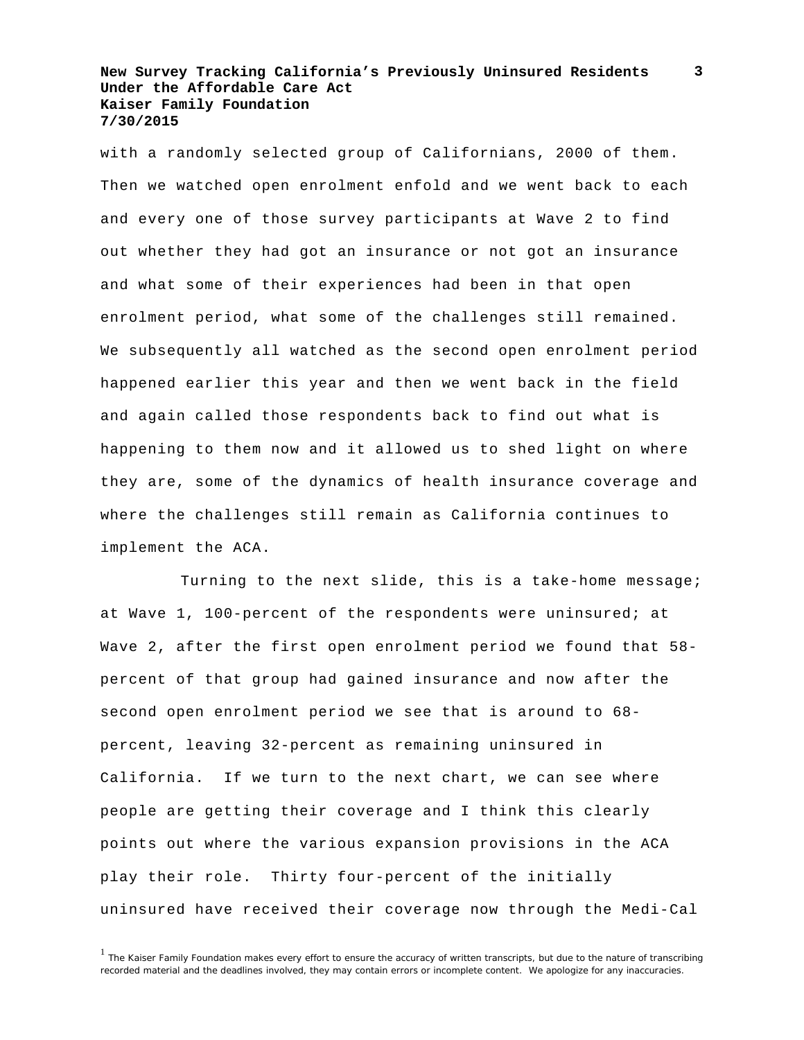with a randomly selected group of Californians, 2000 of them. Then we watched open enrolment enfold and we went back to each and every one of those survey participants at Wave 2 to find out whether they had got an insurance or not got an insurance and what some of their experiences had been in that open enrolment period, what some of the challenges still remained. We subsequently all watched as the second open enrolment period happened earlier this year and then we went back in the field and again called those respondents back to find out what is happening to them now and it allowed us to shed light on where they are, some of the dynamics of health insurance coverage and where the challenges still remain as California continues to implement the ACA.

Turning to the next slide, this is a take-home message; at Wave 1, 100-percent of the respondents were uninsured; at Wave 2, after the first open enrolment period we found that 58-percent of that group had gained insurance and now after the second open enrolment period we see that is around to 68-percent, leaving 32-percent as remaining uninsured in California. If we turn to the next chart, we can see where people are getting their coverage and I think this clearly points out where the various expansion provisions in the ACA play their role. Thirty four-percent of the initially uninsured have received their coverage now through the Medi-Cal

[1] The Kaiser Family Foundation makes every effort to ensure the accuracy of written transcripts, but due to the nature of transcribing recorded material and the deadlines involved, they may contain errors or incomplete content. We apologize for any inaccuracies.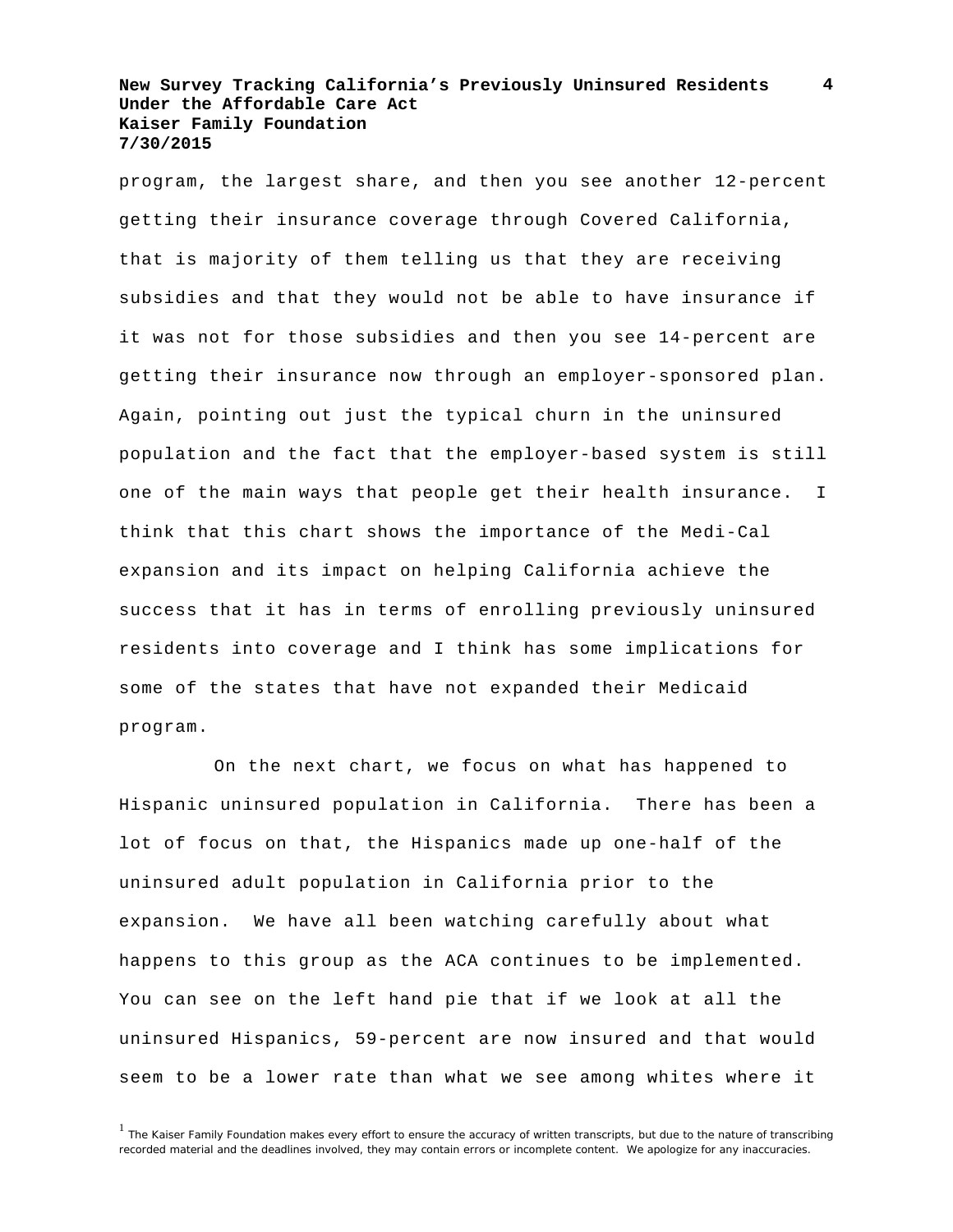program, the largest share, and then you see another 12-percent getting their insurance coverage through Covered California, that is majority of them telling us that they are receiving subsidies and that they would not be able to have insurance if it was not for those subsidies and then you see 14-percent are getting their insurance now through an employer-sponsored plan. Again, pointing out just the typical churn in the uninsured population and the fact that the employer-based system is still one of the main ways that people get their health insurance. I think that this chart shows the importance of the Medi-Cal expansion and its impact on helping California achieve the success that it has in terms of enrolling previously uninsured residents into coverage and I think has some implications for some of the states that have not expanded their Medicaid program.

On the next chart, we focus on what has happened to Hispanic uninsured population in California. There has been a lot of focus on that, the Hispanics made up one-half of the uninsured adult population in California prior to the expansion. We have all been watching carefully about what happens to this group as the ACA continues to be implemented. You can see on the left hand pie that if we look at all the uninsured Hispanics, 59-percent are now insured and that would seem to be a lower rate than what we see among whites where it

[1] The Kaiser Family Foundation makes every effort to ensure the accuracy of written transcripts, but due to the nature of transcribing recorded material and the deadlines involved, they may contain errors or incomplete content. We apologize for any inaccuracies.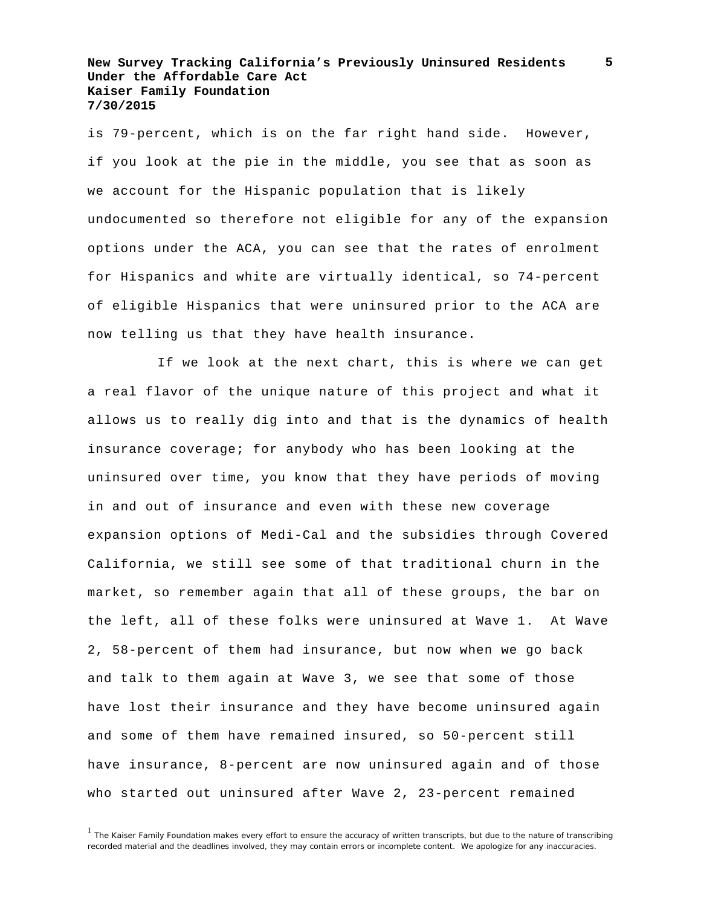is 79-percent, which is on the far right hand side. However, if you look at the pie in the middle, you see that as soon as we account for the Hispanic population that is likely undocumented so therefore not eligible for any of the expansion options under the ACA, you can see that the rates of enrolment for Hispanics and white are virtually identical, so 74-percent of eligible Hispanics that were uninsured prior to the ACA are now telling us that they have health insurance.

If we look at the next chart, this is where we can get a real flavor of the unique nature of this project and what it allows us to really dig into and that is the dynamics of health insurance coverage; for anybody who has been looking at the uninsured over time, you know that they have periods of moving in and out of insurance and even with these new coverage expansion options of Medi-Cal and the subsidies through Covered California, we still see some of that traditional churn in the market, so remember again that all of these groups, the bar on the left, all of these folks were uninsured at Wave 1. At Wave 2, 58-percent of them had insurance, but now when we go back and talk to them again at Wave 3, we see that some of those have lost their insurance and they have become uninsured again and some of them have remained insured, so 50-percent still have insurance, 8-percent are now uninsured again and of those who started out uninsured after Wave 2, 23-percent remained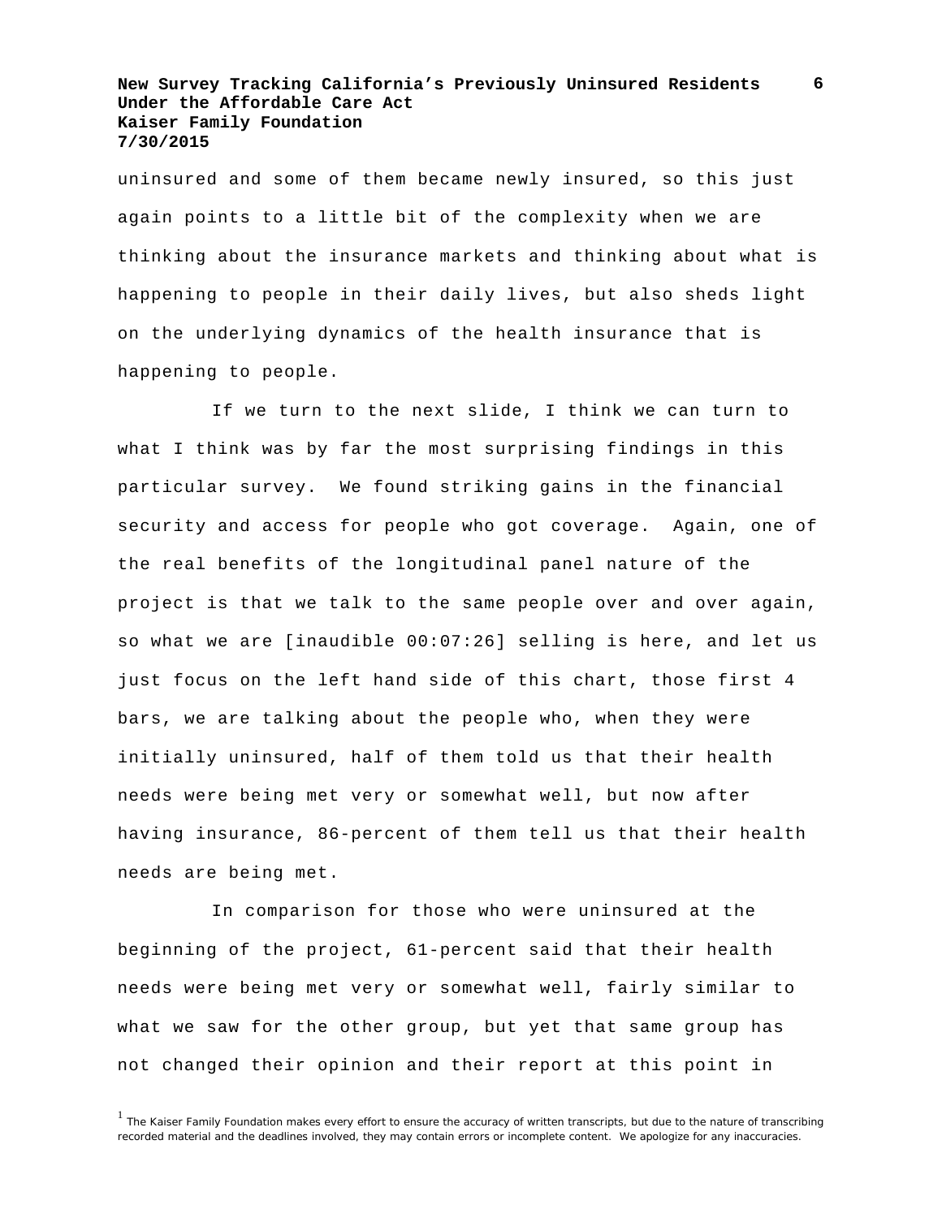uninsured and some of them became newly insured, so this just again points to a little bit of the complexity when we are thinking about the insurance markets and thinking about what is happening to people in their daily lives, but also sheds light on the underlying dynamics of the health insurance that is happening to people.

If we turn to the next slide, I think we can turn to what I think was by far the most surprising findings in this particular survey. We found striking gains in the financial security and access for people who got coverage. Again, one of the real benefits of the longitudinal panel nature of the project is that we talk to the same people over and over again, so what we are [inaudible 00:07:26] selling is here, and let us just focus on the left hand side of this chart, those first 4 bars, we are talking about the people who, when they were initially uninsured, half of them told us that their health needs were being met very or somewhat well, but now after having insurance, 86-percent of them tell us that their health needs are being met.

In comparison for those who were uninsured at the beginning of the project, 61-percent said that their health needs were being met very or somewhat well, fairly similar to what we saw for the other group, but yet that same group has not changed their opinion and their report at this point in

[1] The Kaiser Family Foundation makes every effort to ensure the accuracy of written transcripts, but due to the nature of transcribing recorded material and the deadlines involved, they may contain errors or incomplete content. We apologize for any inaccuracies.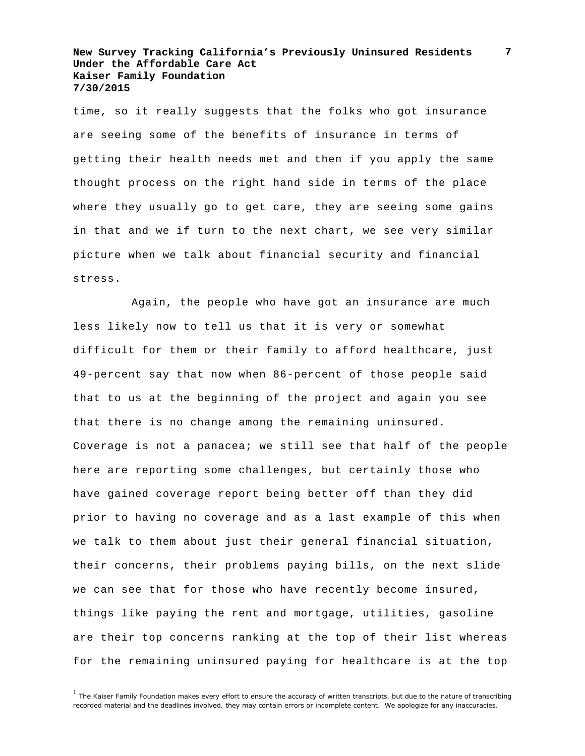time, so it really suggests that the folks who got insurance are seeing some of the benefits of insurance in terms of getting their health needs met and then if you apply the same thought process on the right hand side in terms of the place where they usually go to get care, they are seeing some gains in that and we if turn to the next chart, we see very similar picture when we talk about financial security and financial stress.

Again, the people who have got an insurance are much less likely now to tell us that it is very or somewhat difficult for them or their family to afford healthcare, just 49-percent say that now when 86-percent of those people said that to us at the beginning of the project and again you see that there is no change among the remaining uninsured. Coverage is not a panacea; we still see that half of the people here are reporting some challenges, but certainly those who have gained coverage report being better off than they did prior to having no coverage and as a last example of this when we talk to them about just their general financial situation, their concerns, their problems paying bills, on the next slide we can see that for those who have recently become insured, things like paying the rent and mortgage, utilities, gasoline are their top concerns ranking at the top of their list whereas for the remaining uninsured paying for healthcare is at the top

[1] The Kaiser Family Foundation makes every effort to ensure the accuracy of written transcripts, but due to the nature of transcribing recorded material and the deadlines involved, they may contain errors or incomplete content. We apologize for any inaccuracies.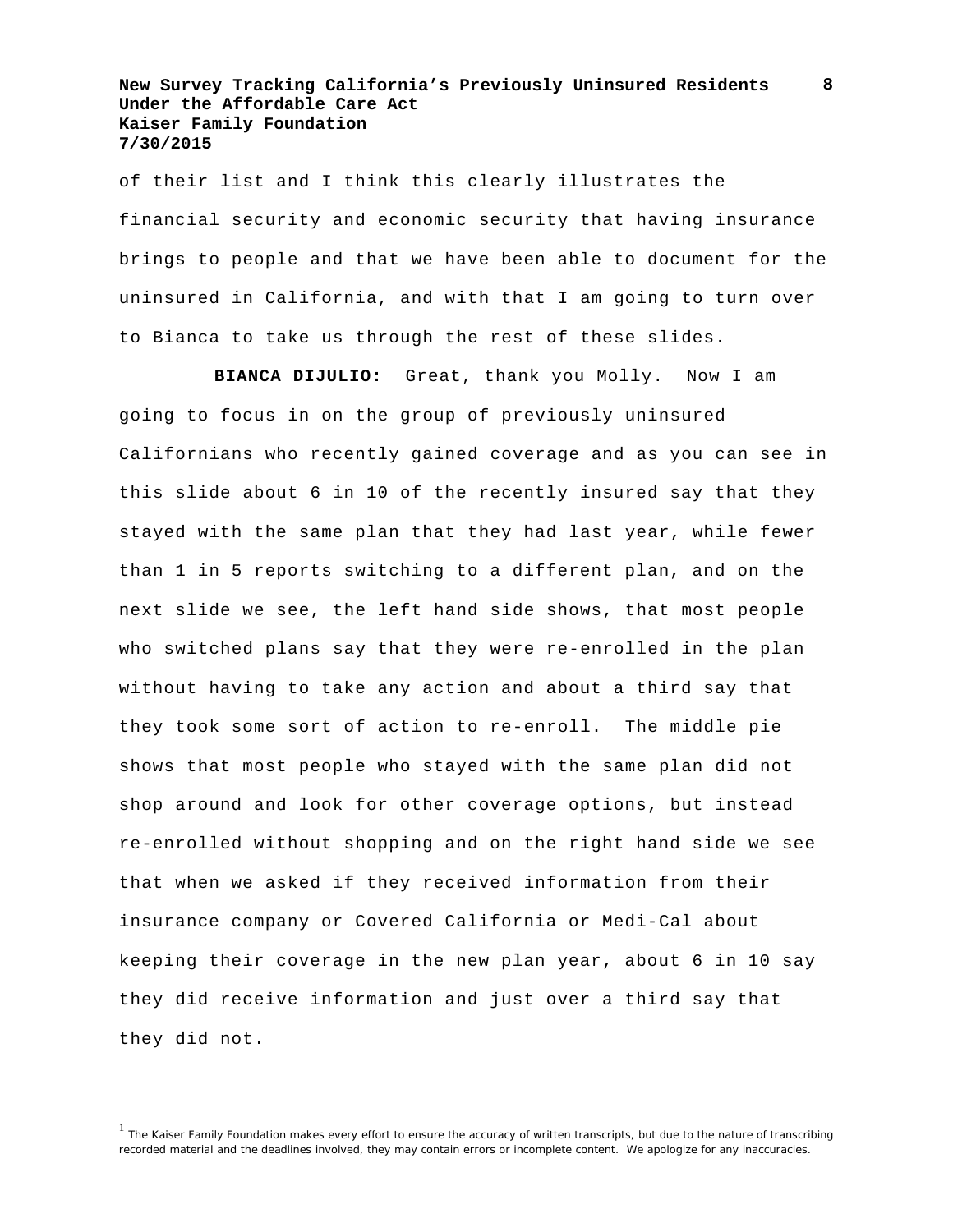of their list and I think this clearly illustrates the financial security and economic security that having insurance brings to people and that we have been able to document for the uninsured in California, and with that I am going to turn over to Bianca to take us through the rest of these slides.

**BIANCA DIJULIO:** Great, thank you Molly. Now I am going to focus in on the group of previously uninsured Californians who recently gained coverage and as you can see in this slide about 6 in 10 of the recently insured say that they stayed with the same plan that they had last year, while fewer than 1 in 5 reports switching to a different plan, and on the next slide we see, the left hand side shows, that most people who switched plans say that they were re-enrolled in the plan without having to take any action and about a third say that they took some sort of action to re-enroll. The middle pie shows that most people who stayed with the same plan did not shop around and look for other coverage options, but instead re-enrolled without shopping and on the right hand side we see that when we asked if they received information from their insurance company or Covered California or Medi-Cal about keeping their coverage in the new plan year, about 6 in 10 say they did receive information and just over a third say that they did not.

[1] The Kaiser Family Foundation makes every effort to ensure the accuracy of written transcripts, but due to the nature of transcribing recorded material and the deadlines involved, they may contain errors or incomplete content. We apologize for any inaccuracies.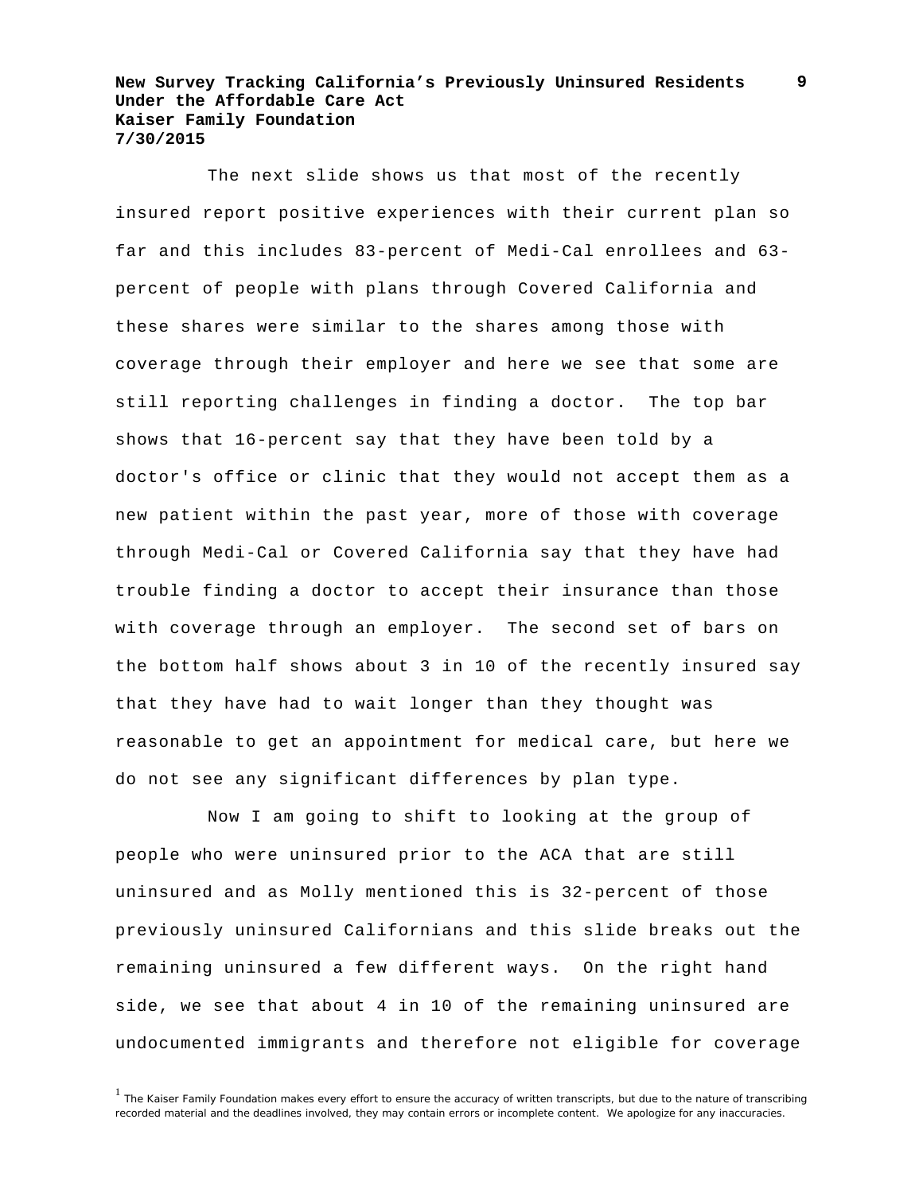The next slide shows us that most of the recently insured report positive experiences with their current plan so far and this includes 83-percent of Medi-Cal enrollees and 63-percent of people with plans through Covered California and these shares were similar to the shares among those with coverage through their employer and here we see that some are still reporting challenges in finding a doctor. The top bar shows that 16-percent say that they have been told by a doctor's office or clinic that they would not accept them as a new patient within the past year, more of those with coverage through Medi-Cal or Covered California say that they have had trouble finding a doctor to accept their insurance than those with coverage through an employer. The second set of bars on the bottom half shows about 3 in 10 of the recently insured say that they have had to wait longer than they thought was reasonable to get an appointment for medical care, but here we do not see any significant differences by plan type.

Now I am going to shift to looking at the group of people who were uninsured prior to the ACA that are still uninsured and as Molly mentioned this is 32-percent of those previously uninsured Californians and this slide breaks out the remaining uninsured a few different ways. On the right hand side, we see that about 4 in 10 of the remaining uninsured are undocumented immigrants and therefore not eligible for coverage

[1] The Kaiser Family Foundation makes every effort to ensure the accuracy of written transcripts, but due to the nature of transcribing recorded material and the deadlines involved, they may contain errors or incomplete content. We apologize for any inaccuracies.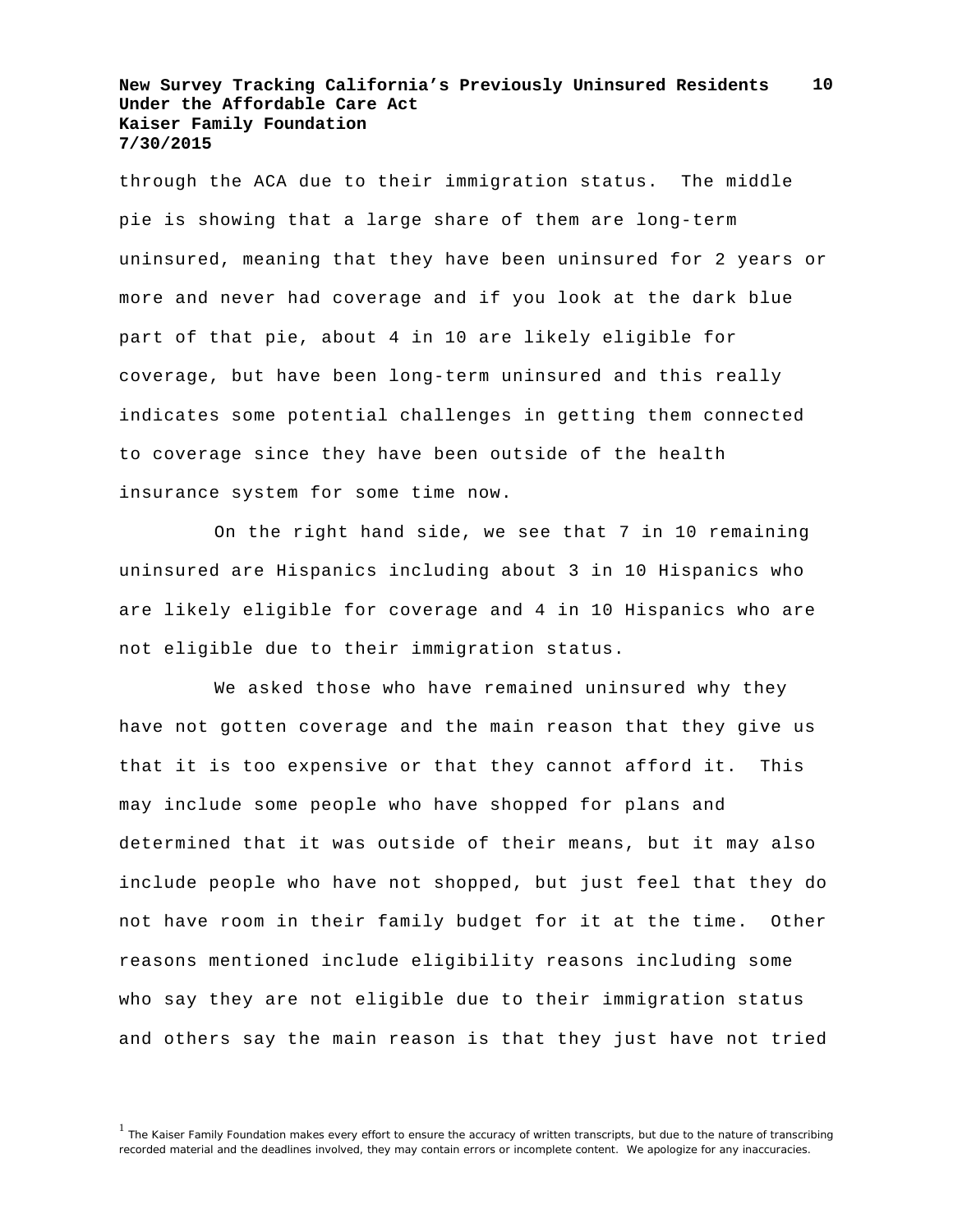through the ACA due to their immigration status. The middle pie is showing that a large share of them are long-term uninsured, meaning that they have been uninsured for 2 years or more and never had coverage and if you look at the dark blue part of that pie, about 4 in 10 are likely eligible for coverage, but have been long-term uninsured and this really indicates some potential challenges in getting them connected to coverage since they have been outside of the health insurance system for some time now.

On the right hand side, we see that 7 in 10 remaining uninsured are Hispanics including about 3 in 10 Hispanics who are likely eligible for coverage and 4 in 10 Hispanics who are not eligible due to their immigration status.

We asked those who have remained uninsured why they have not gotten coverage and the main reason that they give us that it is too expensive or that they cannot afford it. This may include some people who have shopped for plans and determined that it was outside of their means, but it may also include people who have not shopped, but just feel that they do not have room in their family budget for it at the time. Other reasons mentioned include eligibility reasons including some who say they are not eligible due to their immigration status and others say the main reason is that they just have not tried

[1] The Kaiser Family Foundation makes every effort to ensure the accuracy of written transcripts, but due to the nature of transcribing recorded material and the deadlines involved, they may contain errors or incomplete content. We apologize for any inaccuracies.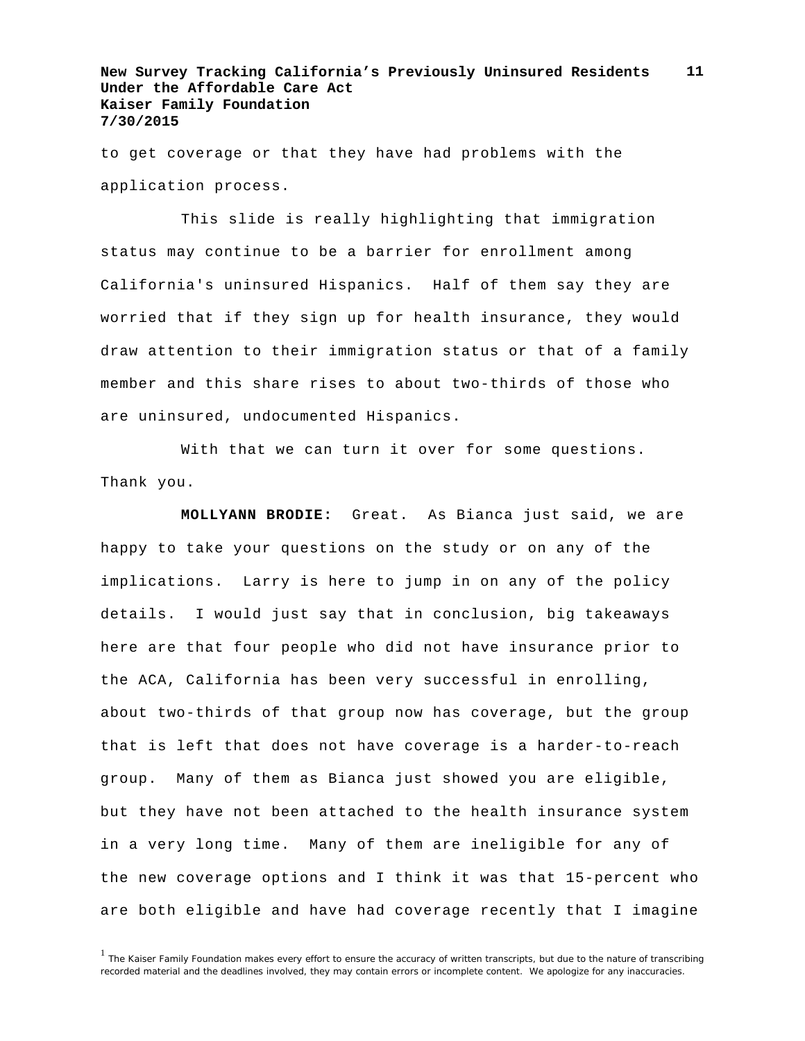to get coverage or that they have had problems with the application process.

This slide is really highlighting that immigration status may continue to be a barrier for enrollment among California's uninsured Hispanics. Half of them say they are worried that if they sign up for health insurance, they would draw attention to their immigration status or that of a family member and this share rises to about two-thirds of those who are uninsured, undocumented Hispanics.

With that we can turn it over for some questions. Thank you.

**MOLLYANN BRODIE:** Great. As Bianca just said, we are happy to take your questions on the study or on any of the implications. Larry is here to jump in on any of the policy details. I would just say that in conclusion, big takeaways here are that four people who did not have insurance prior to the ACA, California has been very successful in enrolling, about two-thirds of that group now has coverage, but the group that is left that does not have coverage is a harder-to-reach group. Many of them as Bianca just showed you are eligible, but they have not been attached to the health insurance system in a very long time. Many of them are ineligible for any of the new coverage options and I think it was that 15-percent who are both eligible and have had coverage recently that I imagine

[1] The Kaiser Family Foundation makes every effort to ensure the accuracy of written transcripts, but due to the nature of transcribing recorded material and the deadlines involved, they may contain errors or incomplete content. We apologize for any inaccuracies.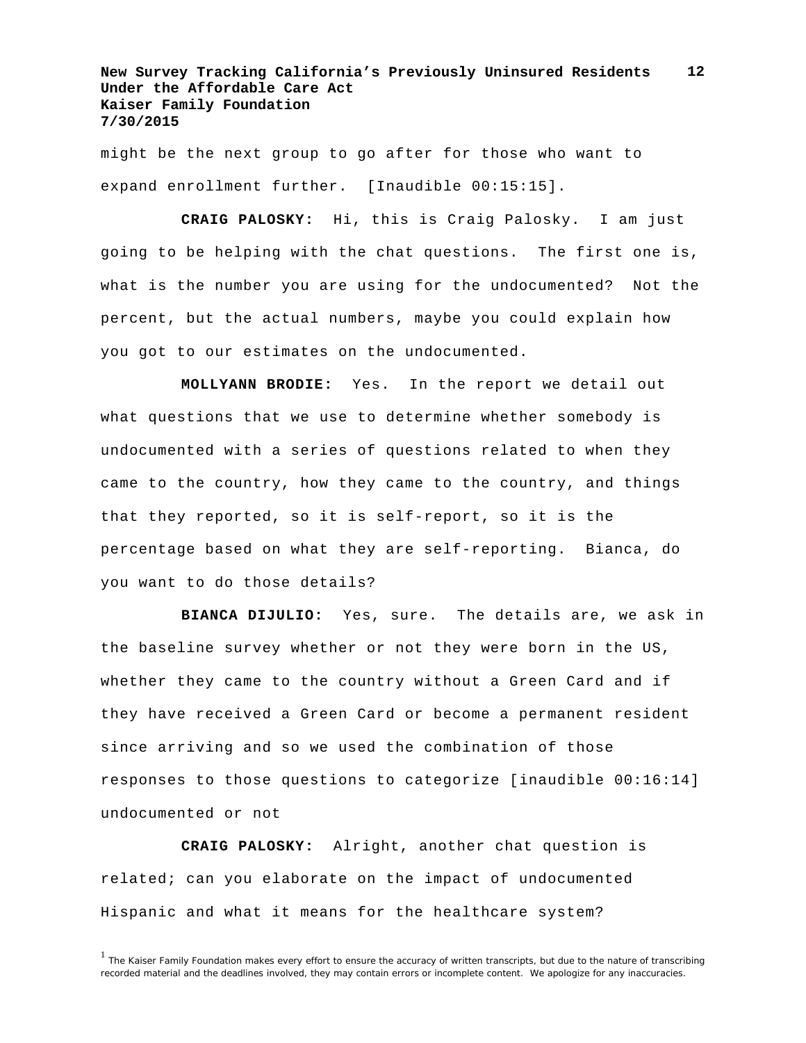might be the next group to go after for those who want to expand enrollment further. [Inaudible 00:15:15].

**CRAIG PALOSKY:** Hi, this is Craig Palosky. I am just going to be helping with the chat questions. The first one is, what is the number you are using for the undocumented? Not the percent, but the actual numbers, maybe you could explain how you got to our estimates on the undocumented.

**MOLLYANN BRODIE:** Yes. In the report we detail out what questions that we use to determine whether somebody is undocumented with a series of questions related to when they came to the country, how they came to the country, and things that they reported, so it is self-report, so it is the percentage based on what they are self-reporting. Bianca, do you want to do those details?

**BIANCA DIJULIO:** Yes, sure. The details are, we ask in the baseline survey whether or not they were born in the US, whether they came to the country without a Green Card and if they have received a Green Card or become a permanent resident since arriving and so we used the combination of those responses to those questions to categorize [inaudible 00:16:14] undocumented or not

**CRAIG PALOSKY:** Alright, another chat question is related; can you elaborate on the impact of undocumented Hispanic and what it means for the healthcare system?

[1] The Kaiser Family Foundation makes every effort to ensure the accuracy of written transcripts, but due to the nature of transcribing recorded material and the deadlines involved, they may contain errors or incomplete content. We apologize for any inaccuracies.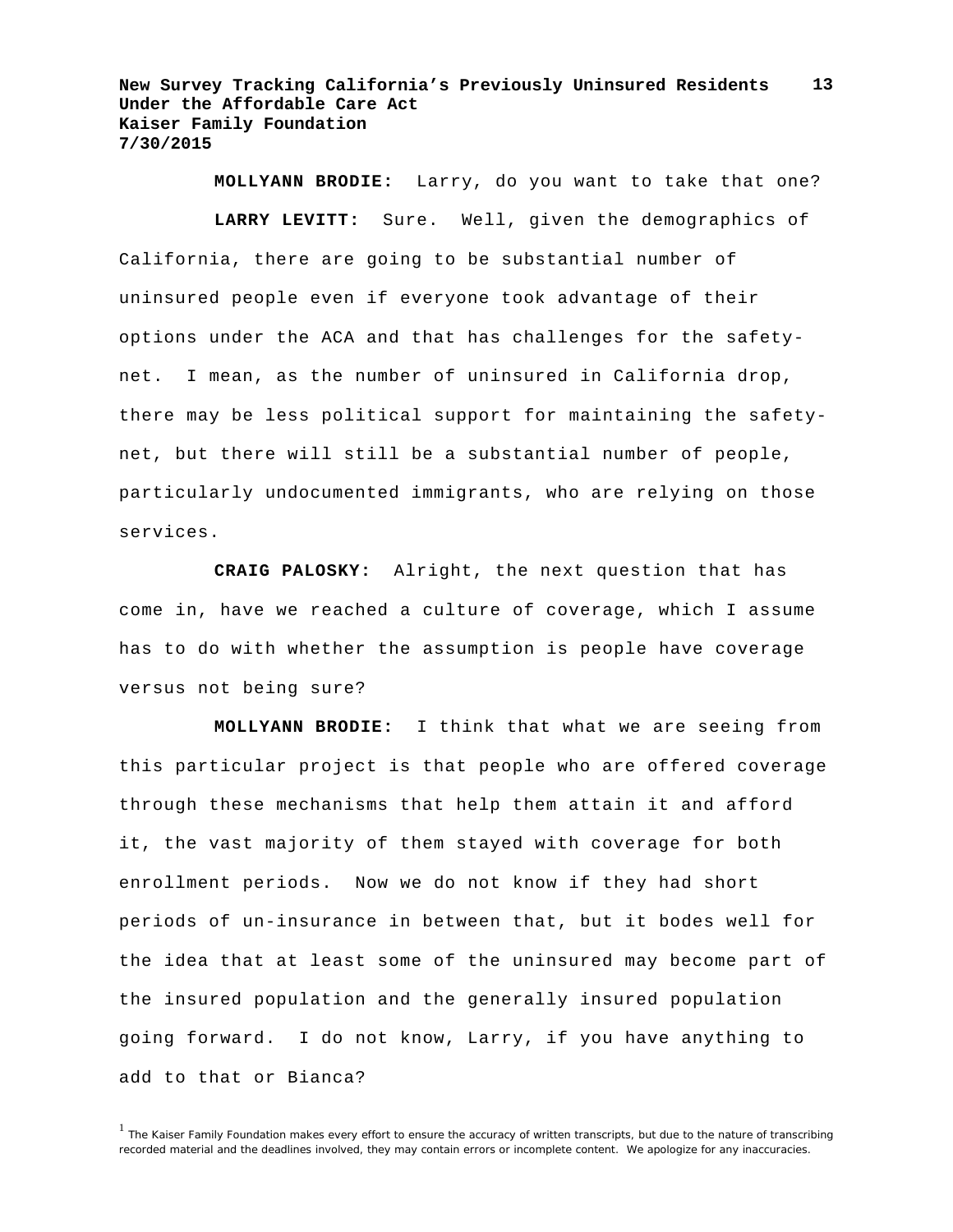**MOLLYANN BRODIE:** Larry, do you want to take that one?

**LARRY LEVITT:** Sure. Well, given the demographics of California, there are going to be substantial number of uninsured people even if everyone took advantage of their options under the ACA and that has challenges for the safety-net. I mean, as the number of uninsured in California drop, there may be less political support for maintaining the safety-net, but there will still be a substantial number of people, particularly undocumented immigrants, who are relying on those services.

**CRAIG PALOSKY:** Alright, the next question that has come in, have we reached a culture of coverage, which I assume has to do with whether the assumption is people have coverage versus not being sure?

**MOLLYANN BRODIE:** I think that what we are seeing from this particular project is that people who are offered coverage through these mechanisms that help them attain it and afford it, the vast majority of them stayed with coverage for both enrollment periods. Now we do not know if they had short periods of un-insurance in between that, but it bodes well for the idea that at least some of the uninsured may become part of the insured population and the generally insured population going forward. I do not know, Larry, if you have anything to add to that or Bianca?

[1] The Kaiser Family Foundation makes every effort to ensure the accuracy of written transcripts, but due to the nature of transcribing recorded material and the deadlines involved, they may contain errors or incomplete content. We apologize for any inaccuracies.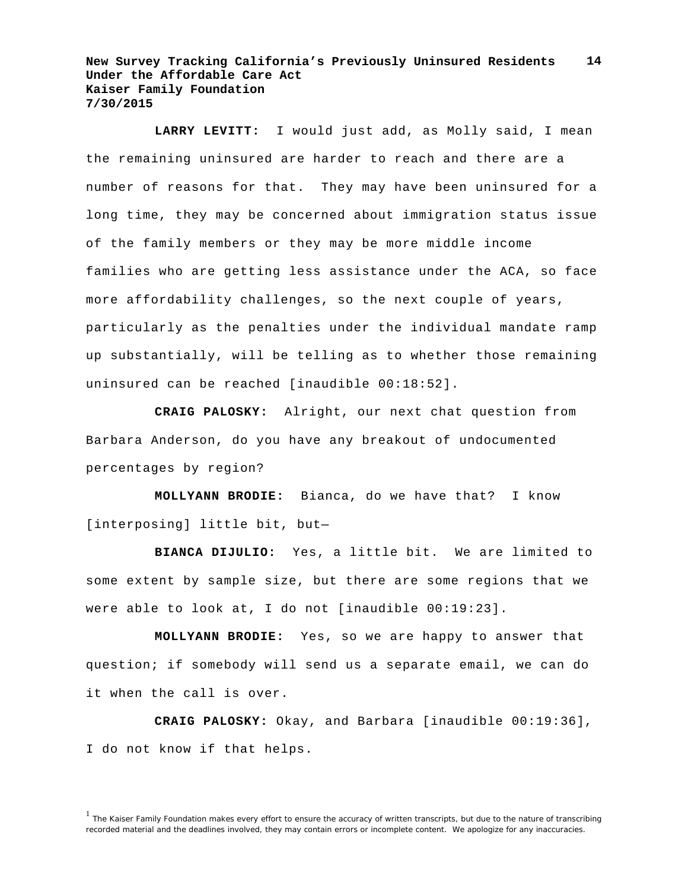**LARRY LEVITT:** I would just add, as Molly said, I mean the remaining uninsured are harder to reach and there are a number of reasons for that. They may have been uninsured for a long time, they may be concerned about immigration status issue of the family members or they may be more middle income families who are getting less assistance under the ACA, so face more affordability challenges, so the next couple of years, particularly as the penalties under the individual mandate ramp up substantially, will be telling as to whether those remaining uninsured can be reached [inaudible 00:18:52].

**CRAIG PALOSKY:** Alright, our next chat question from Barbara Anderson, do you have any breakout of undocumented percentages by region?

**MOLLYANN BRODIE:** Bianca, do we have that? I know [interposing] little bit, but—

**BIANCA DIJULIO:** Yes, a little bit. We are limited to some extent by sample size, but there are some regions that we were able to look at, I do not [inaudible 00:19:23].

**MOLLYANN BRODIE:** Yes, so we are happy to answer that question; if somebody will send us a separate email, we can do it when the call is over.

**CRAIG PALOSKY:** Okay, and Barbara [inaudible 00:19:36], I do not know if that helps.

[1] The Kaiser Family Foundation makes every effort to ensure the accuracy of written transcripts, but due to the nature of transcribing recorded material and the deadlines involved, they may contain errors or incomplete content. We apologize for any inaccuracies.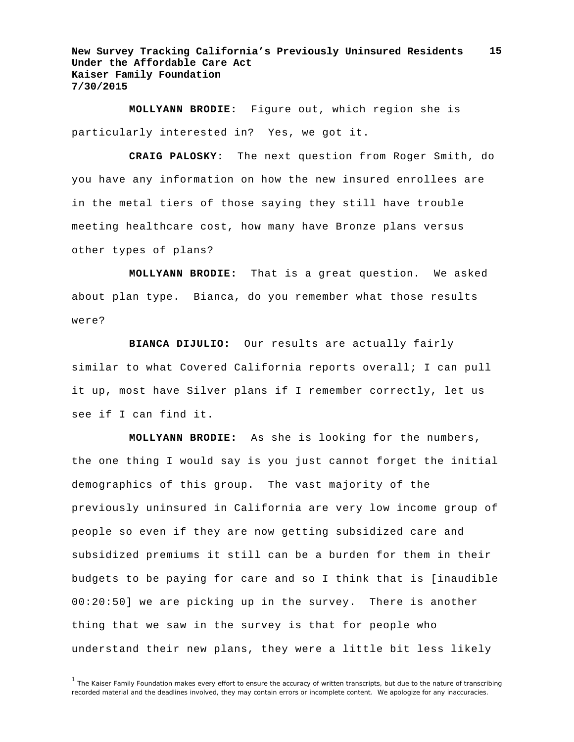**MOLLYANN BRODIE:** Figure out, which region she is particularly interested in? Yes, we got it.

**CRAIG PALOSKY:** The next question from Roger Smith, do you have any information on how the new insured enrollees are in the metal tiers of those saying they still have trouble meeting healthcare cost, how many have Bronze plans versus other types of plans?

**MOLLYANN BRODIE:** That is a great question. We asked about plan type. Bianca, do you remember what those results were?

**BIANCA DIJULIO:** Our results are actually fairly similar to what Covered California reports overall; I can pull it up, most have Silver plans if I remember correctly, let us see if I can find it.

**MOLLYANN BRODIE:** As she is looking for the numbers, the one thing I would say is you just cannot forget the initial demographics of this group. The vast majority of the previously uninsured in California are very low income group of people so even if they are now getting subsidized care and subsidized premiums it still can be a burden for them in their budgets to be paying for care and so I think that is [inaudible 00:20:50] we are picking up in the survey. There is another thing that we saw in the survey is that for people who understand their new plans, they were a little bit less likely

[1] The Kaiser Family Foundation makes every effort to ensure the accuracy of written transcripts, but due to the nature of transcribing recorded material and the deadlines involved, they may contain errors or incomplete content. We apologize for any inaccuracies.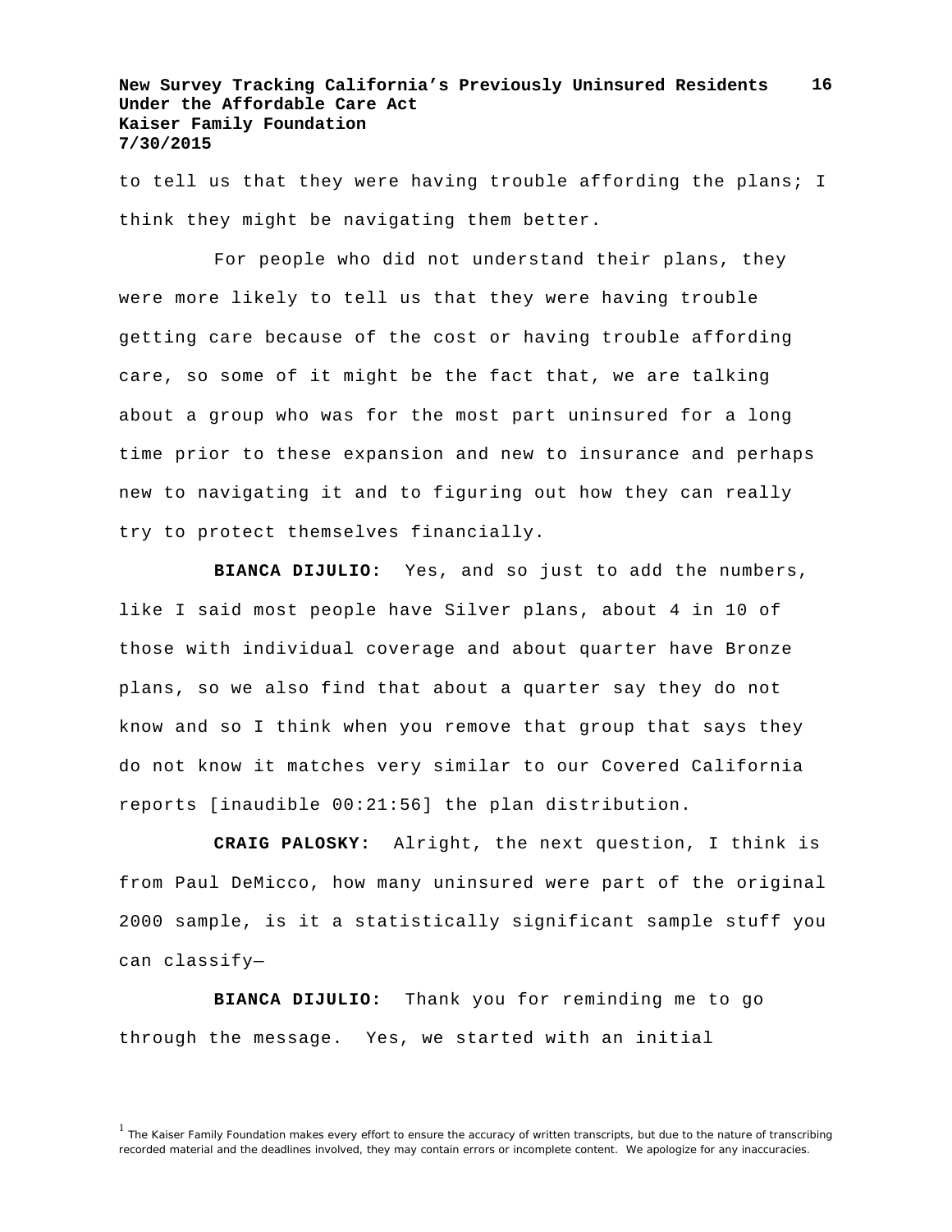to tell us that they were having trouble affording the plans; I think they might be navigating them better.

For people who did not understand their plans, they were more likely to tell us that they were having trouble getting care because of the cost or having trouble affording care, so some of it might be the fact that, we are talking about a group who was for the most part uninsured for a long time prior to these expansion and new to insurance and perhaps new to navigating it and to figuring out how they can really try to protect themselves financially.

**BIANCA DIJULIO:** Yes, and so just to add the numbers, like I said most people have Silver plans, about 4 in 10 of those with individual coverage and about quarter have Bronze plans, so we also find that about a quarter say they do not know and so I think when you remove that group that says they do not know it matches very similar to our Covered California reports [inaudible 00:21:56] the plan distribution.

**CRAIG PALOSKY:** Alright, the next question, I think is from Paul DeMicco, how many uninsured were part of the original 2000 sample, is it a statistically significant sample stuff you can classify—

**BIANCA DIJULIO:** Thank you for reminding me to go through the message. Yes, we started with an initial

[1] The Kaiser Family Foundation makes every effort to ensure the accuracy of written transcripts, but due to the nature of transcribing recorded material and the deadlines involved, they may contain errors or incomplete content. We apologize for any inaccuracies.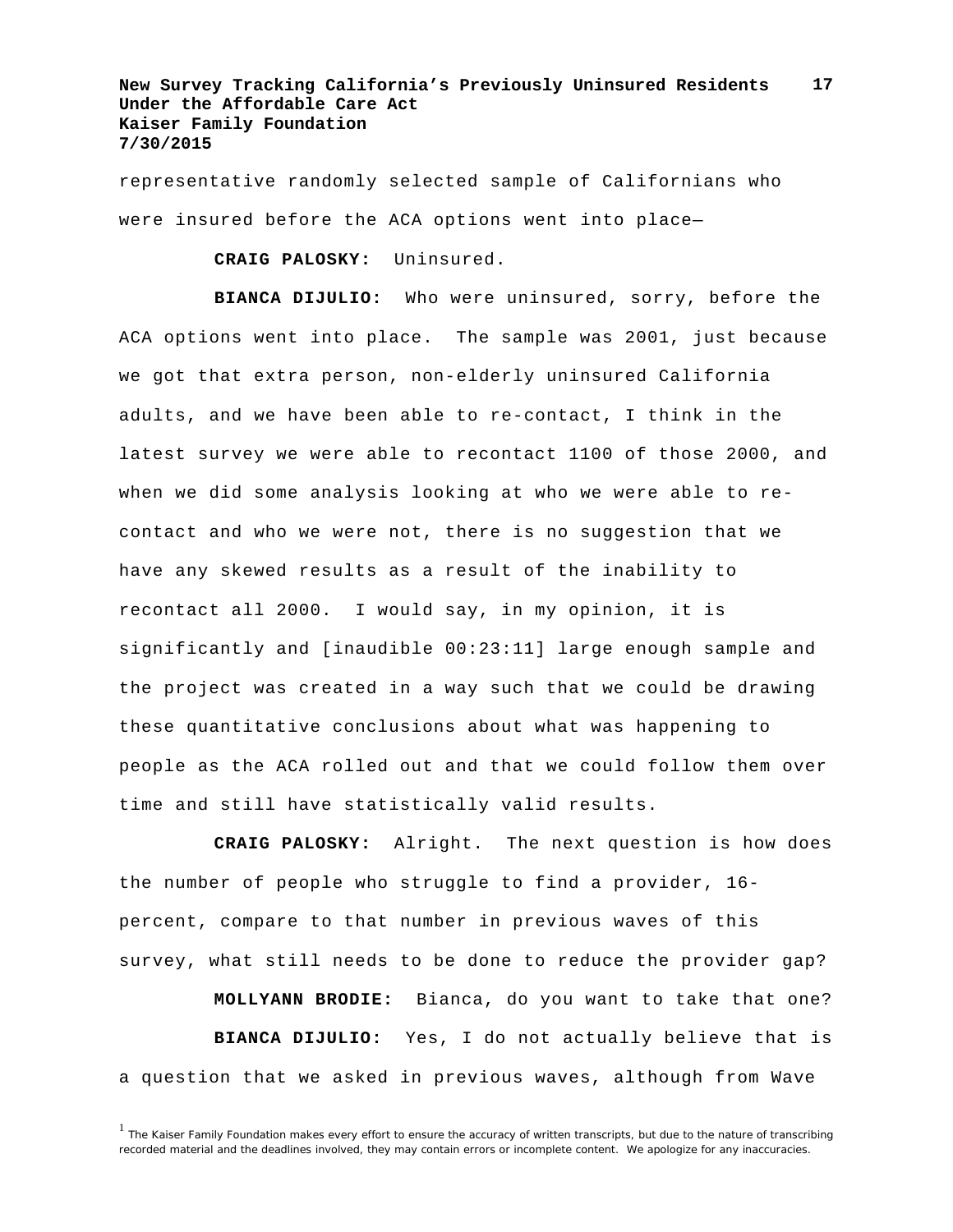representative randomly selected sample of Californians who were insured before the ACA options went into place—

**CRAIG PALOSKY:** Uninsured.

**BIANCA DIJULIO:** Who were uninsured, sorry, before the ACA options went into place. The sample was 2001, just because we got that extra person, non-elderly uninsured California adults, and we have been able to re-contact, I think in the latest survey we were able to recontact 1100 of those 2000, and when we did some analysis looking at who we were able to re-contact and who we were not, there is no suggestion that we have any skewed results as a result of the inability to recontact all 2000. I would say, in my opinion, it is significantly and [inaudible 00:23:11] large enough sample and the project was created in a way such that we could be drawing these quantitative conclusions about what was happening to people as the ACA rolled out and that we could follow them over time and still have statistically valid results.

**CRAIG PALOSKY:** Alright. The next question is how does the number of people who struggle to find a provider, 16-percent, compare to that number in previous waves of this survey, what still needs to be done to reduce the provider gap?

**MOLLYANN BRODIE:** Bianca, do you want to take that one?

**BIANCA DIJULIO:** Yes, I do not actually believe that is a question that we asked in previous waves, although from Wave

[1] The Kaiser Family Foundation makes every effort to ensure the accuracy of written transcripts, but due to the nature of transcribing recorded material and the deadlines involved, they may contain errors or incomplete content. We apologize for any inaccuracies.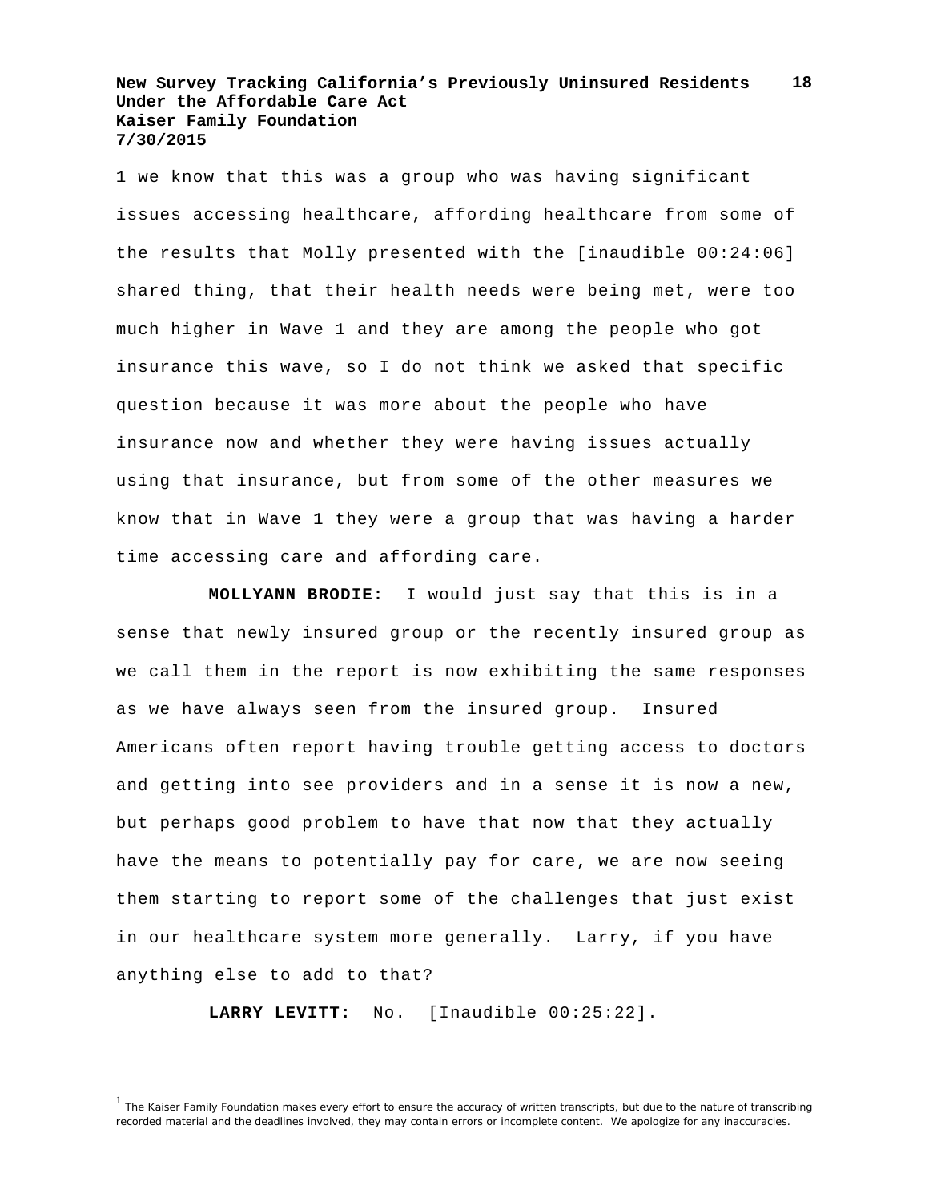1 we know that this was a group who was having significant issues accessing healthcare, affording healthcare from some of the results that Molly presented with the [inaudible 00:24:06] shared thing, that their health needs were being met, were too much higher in Wave 1 and they are among the people who got insurance this wave, so I do not think we asked that specific question because it was more about the people who have insurance now and whether they were having issues actually using that insurance, but from some of the other measures we know that in Wave 1 they were a group that was having a harder time accessing care and affording care.

**MOLLYANN BRODIE:** I would just say that this is in a sense that newly insured group or the recently insured group as we call them in the report is now exhibiting the same responses as we have always seen from the insured group. Insured Americans often report having trouble getting access to doctors and getting into see providers and in a sense it is now a new, but perhaps good problem to have that now that they actually have the means to potentially pay for care, we are now seeing them starting to report some of the challenges that just exist in our healthcare system more generally. Larry, if you have anything else to add to that?

**LARRY LEVITT:** No. [Inaudible 00:25:22].

[1] The Kaiser Family Foundation makes every effort to ensure the accuracy of written transcripts, but due to the nature of transcribing recorded material and the deadlines involved, they may contain errors or incomplete content. We apologize for any inaccuracies.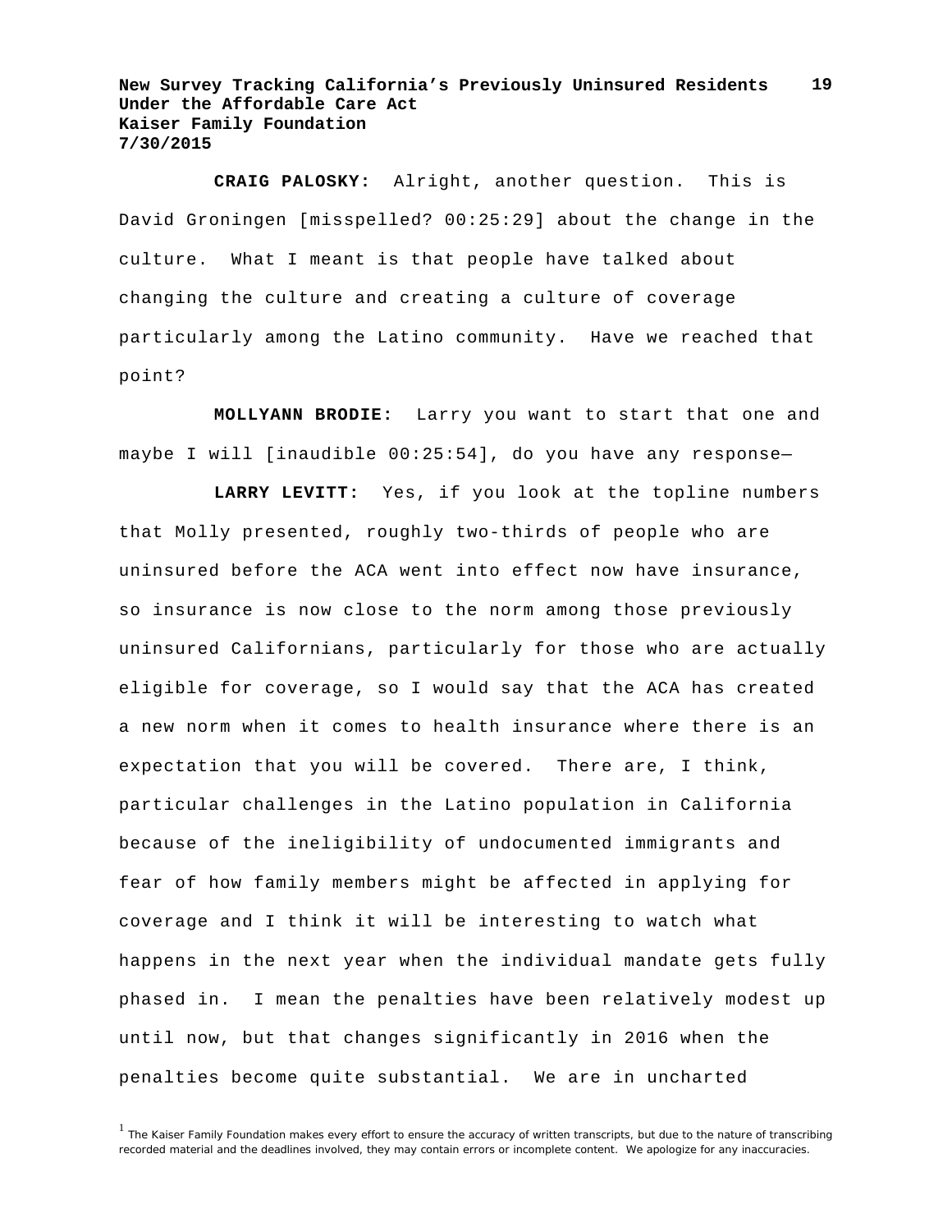**CRAIG PALOSKY:** Alright, another question. This is David Groningen [misspelled? 00:25:29] about the change in the culture. What I meant is that people have talked about changing the culture and creating a culture of coverage particularly among the Latino community. Have we reached that point?

**MOLLYANN BRODIE:** Larry you want to start that one and maybe I will [inaudible 00:25:54], do you have any response—

**LARRY LEVITT:** Yes, if you look at the topline numbers that Molly presented, roughly two-thirds of people who are uninsured before the ACA went into effect now have insurance, so insurance is now close to the norm among those previously uninsured Californians, particularly for those who are actually eligible for coverage, so I would say that the ACA has created a new norm when it comes to health insurance where there is an expectation that you will be covered. There are, I think, particular challenges in the Latino population in California because of the ineligibility of undocumented immigrants and fear of how family members might be affected in applying for coverage and I think it will be interesting to watch what happens in the next year when the individual mandate gets fully phased in. I mean the penalties have been relatively modest up until now, but that changes significantly in 2016 when the penalties become quite substantial. We are in uncharted

[1] The Kaiser Family Foundation makes every effort to ensure the accuracy of written transcripts, but due to the nature of transcribing recorded material and the deadlines involved, they may contain errors or incomplete content. We apologize for any inaccuracies.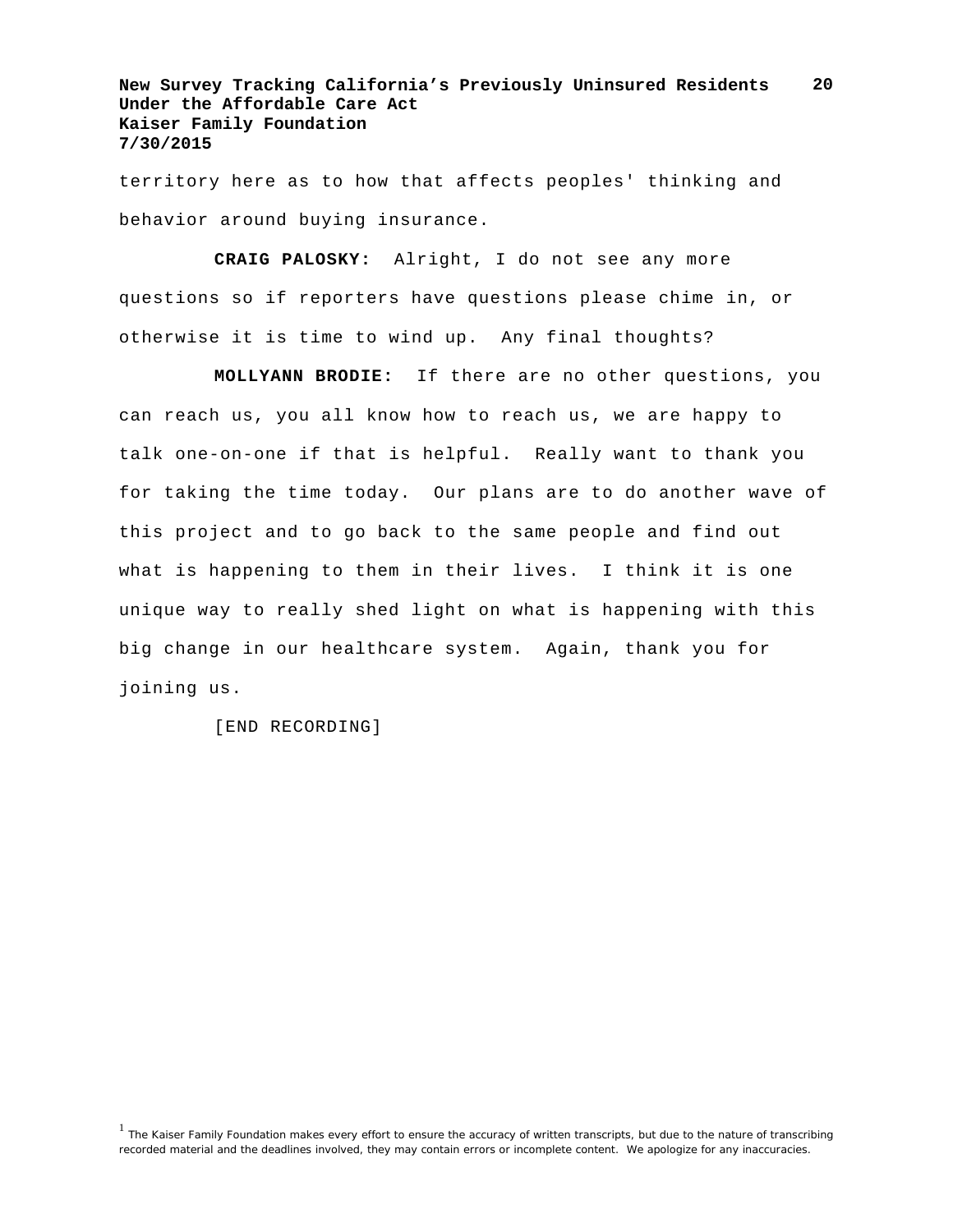territory here as to how that affects peoples' thinking and behavior around buying insurance.

**CRAIG PALOSKY:** Alright, I do not see any more questions so if reporters have questions please chime in, or otherwise it is time to wind up. Any final thoughts?

**MOLLYANN BRODIE:** If there are no other questions, you can reach us, you all know how to reach us, we are happy to talk one-on-one if that is helpful. Really want to thank you for taking the time today. Our plans are to do another wave of this project and to go back to the same people and find out what is happening to them in their lives. I think it is one unique way to really shed light on what is happening with this big change in our healthcare system. Again, thank you for joining us.

[END RECORDING]

[1] The Kaiser Family Foundation makes every effort to ensure the accuracy of written transcripts, but due to the nature of transcribing recorded material and the deadlines involved, they may contain errors or incomplete content. We apologize for any inaccuracies.